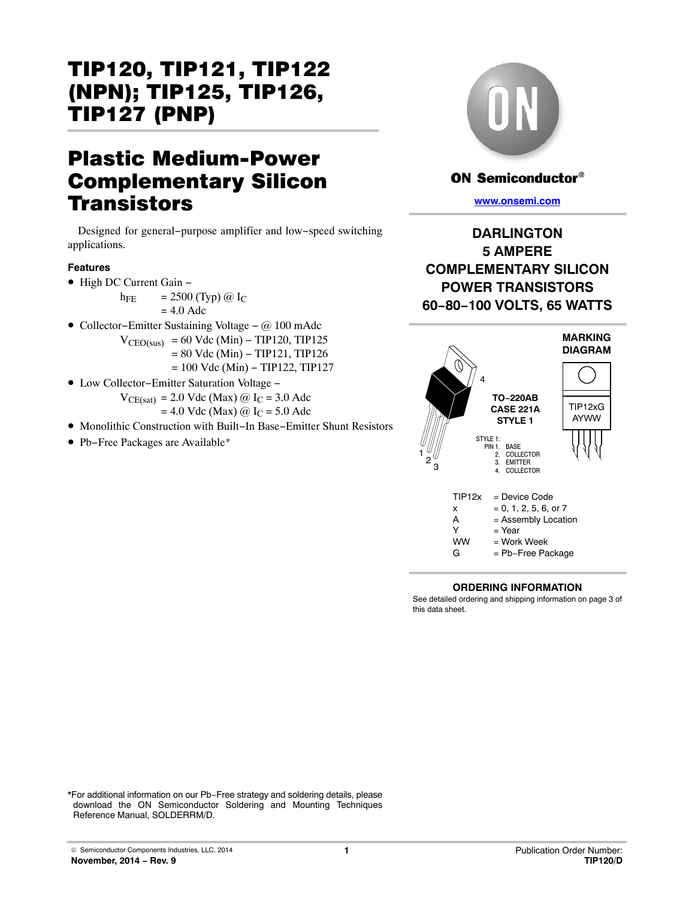# TIP120, TIP121, TIP122 (NPN); TIP125, TIP126, TIP127 (PNP)

## Plastic Medium-Power Complementary Silicon Transistors

Designed for general−purpose amplifier and low−speed switching applications.

### Features

- High DC Current Gain −
  $h_{FE}$ = 2500 (Typ) @ $I_C$
  = 4.0 Adc
- Collector−Emitter Sustaining Voltage − @ 100 mAdc
  $V_{CEO(sus)}$ = 60 Vdc (Min) − TIP120, TIP125
  = 80 Vdc (Min) − TIP121, TIP126
  = 100 Vdc (Min) − TIP122, TIP127
- Low Collector−Emitter Saturation Voltage −
  $V_{CE(sat)}$ = 2.0 Vdc (Max) @ $I_C$ = 3.0 Adc
  = 4.0 Vdc (Max) @ $I_C$ = 5.0 Adc
- Monolithic Construction with Built−In Base−Emitter Shunt Resistors
- Pb−Free Packages are Available*

ON Semiconductor®

www.onsemi.com

**DARLINGTON**
**5 AMPERE**
**COMPLEMENTARY SILICON**
**POWER TRANSISTORS**
**60−80−100 VOLTS, 65 WATTS**

**TO−220AB**
**CASE 221A**
**STYLE 1**

STYLE 1:
PIN 1. BASE
2. COLLECTOR
3. EMITTER
4. COLLECTOR

**MARKING DIAGRAM**

TIP12xG
AYWW

| | |
|---|---|
| TIP12x | = Device Code |
| x | = 0, 1, 2, 5, 6, or 7 |
| A | = Assembly Location |
| Y | = Year |
| WW | = Work Week |
| G | = Pb−Free Package |

**ORDERING INFORMATION**

See detailed ordering and shipping information on page 3 of this data sheet.

*For additional information on our Pb−Free strategy and soldering details, please download the ON Semiconductor Soldering and Mounting Techniques Reference Manual, SOLDERRM/D.

© Semiconductor Components Industries, LLC, 2014
November, 2014 − Rev. 9

Publication Order Number:
TIP120/D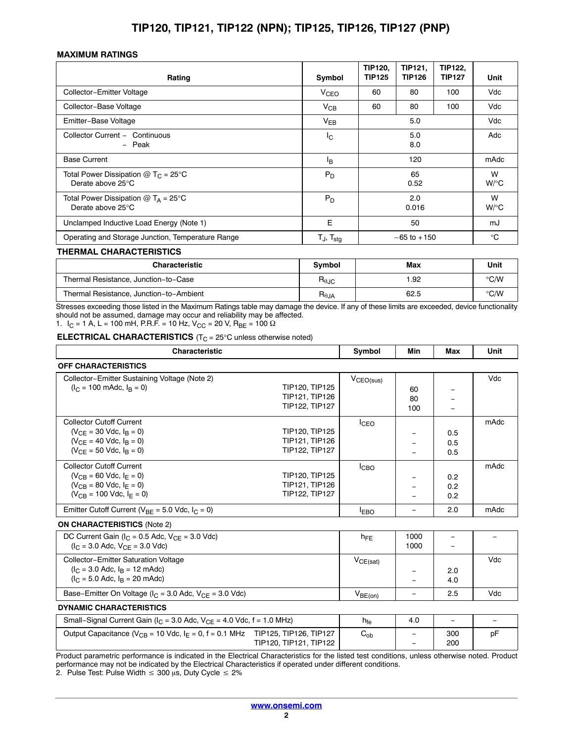## MAXIMUM RATINGS

| Rating | Symbol | TIP120, TIP125 | TIP121, TIP126 | TIP122, TIP127 | Unit |
|---|---|---|---|---|---|
| Collector−Emitter Voltage | $V_{CEO}$ | 60 | 80 | 100 | Vdc |
| Collector−Base Voltage | $V_{CB}$ | 60 | 80 | 100 | Vdc |
| Emitter−Base Voltage | $V_{EB}$ | 5.0 | | | Vdc |
| Collector Current − Continuous<br>− Peak | $I_C$ | 5.0<br>8.0 | | | Adc |
| Base Current | $I_B$ | 120 | | | mAdc |
| Total Power Dissipation @ $T_C$ = 25°C<br>Derate above 25°C | $P_D$ | 65<br>0.52 | | | W<br>W/°C |
| Total Power Dissipation @ $T_A$ = 25°C<br>Derate above 25°C | $P_D$ | 2.0<br>0.016 | | | W<br>W/°C |
| Unclamped Inductive Load Energy (Note 1) | E | 50 | | | mJ |
| Operating and Storage Junction, Temperature Range | $T_J$, $T_{stg}$ | −65 to +150 | | | °C |

## THERMAL CHARACTERISTICS

| Characteristic | Symbol | Max | Unit |
|---|---|---|---|
| Thermal Resistance, Junction−to−Case | $R_{\theta JC}$ | 1.92 | °C/W |
| Thermal Resistance, Junction−to−Ambient | $R_{\theta JA}$ | 62.5 | °C/W |

Stresses exceeding those listed in the Maximum Ratings table may damage the device. If any of these limits are exceeded, device functionality should not be assumed, damage may occur and reliability may be affected.

1. $I_C$ = 1 A, L = 100 mH, P.R.F. = 10 Hz, $V_{CC}$ = 20 V, $R_{BE}$ = 100 Ω

## ELECTRICAL CHARACTERISTICS ($T_C$ = 25°C unless otherwise noted)

| Characteristic | | Symbol | Min | Max | Unit |
|---|---|---|---|---|---|
| **OFF CHARACTERISTICS** | | | | | |
| Collector−Emitter Sustaining Voltage (Note 2)<br>($I_C$ = 100 mAdc, $I_B$ = 0) | TIP120, TIP125<br>TIP121, TIP126<br>TIP122, TIP127 | $V_{CEO(sus)}$ | 60<br>80<br>100 | −<br>−<br>− | Vdc |
| Collector Cutoff Current<br>($V_{CE}$ = 30 Vdc, $I_B$ = 0)<br>($V_{CE}$ = 40 Vdc, $I_B$ = 0)<br>($V_{CE}$ = 50 Vdc, $I_B$ = 0) | TIP120, TIP125<br>TIP121, TIP126<br>TIP122, TIP127 | $I_{CEO}$ | −<br>−<br>− | 0.5<br>0.5<br>0.5 | mAdc |
| Collector Cutoff Current<br>($V_{CB}$ = 60 Vdc, $I_E$ = 0)<br>($V_{CB}$ = 80 Vdc, $I_E$ = 0)<br>($V_{CB}$ = 100 Vdc, $I_E$ = 0) | TIP120, TIP125<br>TIP121, TIP126<br>TIP122, TIP127 | $I_{CBO}$ | −<br>−<br>− | 0.2<br>0.2<br>0.2 | mAdc |
| Emitter Cutoff Current ($V_{BE}$ = 5.0 Vdc, $I_C$ = 0) | | $I_{EBO}$ | − | 2.0 | mAdc |
| **ON CHARACTERISTICS** (Note 2) | | | | | |
| DC Current Gain ($I_C$ = 0.5 Adc, $V_{CE}$ = 3.0 Vdc)<br>($I_C$ = 3.0 Adc, $V_{CE}$ = 3.0 Vdc) | | $h_{FE}$ | 1000<br>1000 | −<br>− | − |
| Collector−Emitter Saturation Voltage<br>($I_C$ = 3.0 Adc, $I_B$ = 12 mAdc)<br>($I_C$ = 5.0 Adc, $I_B$ = 20 mAdc) | | $V_{CE(sat)}$ | −<br>− | 2.0<br>4.0 | Vdc |
| Base−Emitter On Voltage ($I_C$ = 3.0 Adc, $V_{CE}$ = 3.0 Vdc) | | $V_{BE(on)}$ | − | 2.5 | Vdc |
| **DYNAMIC CHARACTERISTICS** | | | | | |
| Small−Signal Current Gain ($I_C$ = 3.0 Adc, $V_{CE}$ = 4.0 Vdc, f = 1.0 MHz) | | $h_{fe}$ | 4.0 | − | − |
| Output Capacitance ($V_{CB}$ = 10 Vdc, $I_E$ = 0, f = 0.1 MHz | TIP125, TIP126, TIP127<br>TIP120, TIP121, TIP122 | $C_{ob}$ | −<br>− | 300<br>200 | pF |

Product parametric performance is indicated in the Electrical Characteristics for the listed test conditions, unless otherwise noted. Product performance may not be indicated by the Electrical Characteristics if operated under different conditions.

2. Pulse Test: Pulse Width ≤ 300 μs, Duty Cycle ≤ 2%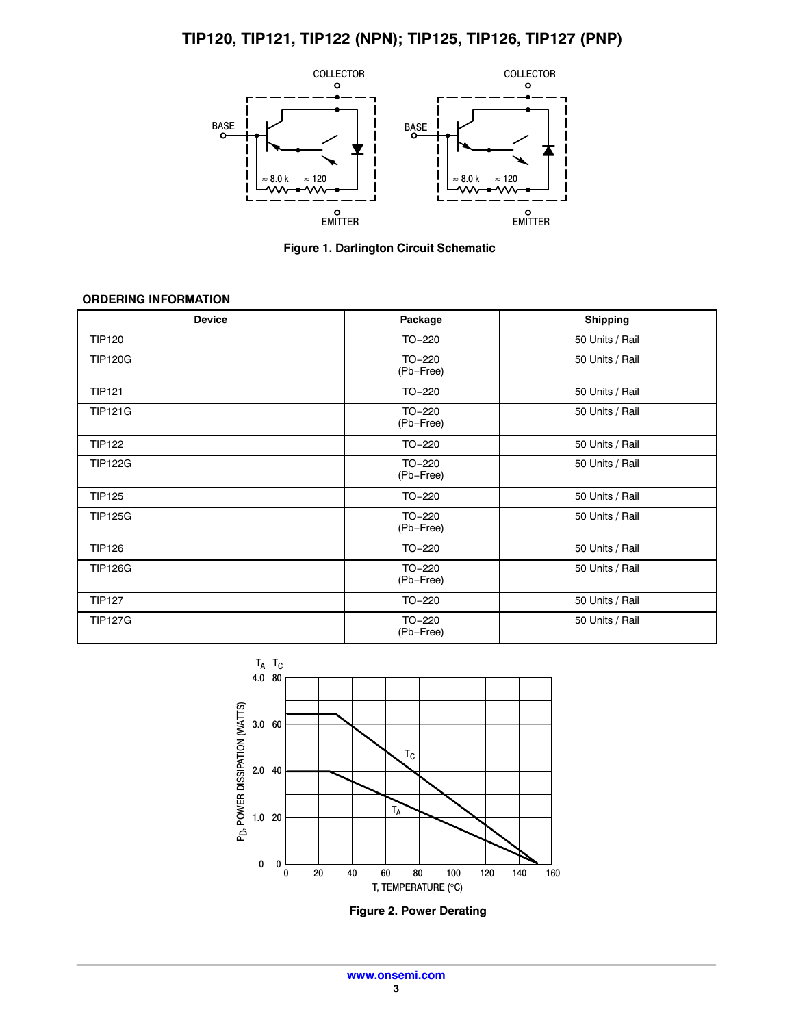Figure 1. Darlington Circuit Schematic

### ORDERING INFORMATION

| Device | Package | Shipping |
|---|---|---|
| TIP120 | TO−220 | 50 Units / Rail |
| TIP120G | TO−220 (Pb−Free) | 50 Units / Rail |
| TIP121 | TO−220 | 50 Units / Rail |
| TIP121G | TO−220 (Pb−Free) | 50 Units / Rail |
| TIP122 | TO−220 | 50 Units / Rail |
| TIP122G | TO−220 (Pb−Free) | 50 Units / Rail |
| TIP125 | TO−220 | 50 Units / Rail |
| TIP125G | TO−220 (Pb−Free) | 50 Units / Rail |
| TIP126 | TO−220 | 50 Units / Rail |
| TIP126G | TO−220 (Pb−Free) | 50 Units / Rail |
| TIP127 | TO−220 | 50 Units / Rail |
| TIP127G | TO−220 (Pb−Free) | 50 Units / Rail |

Figure 2. Power Derating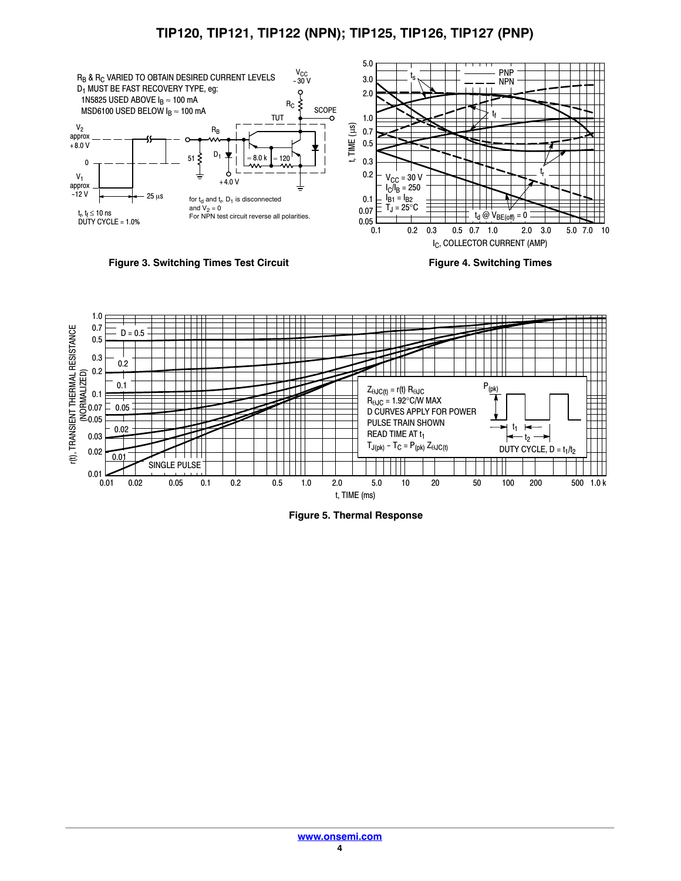$R_B$ & $R_C$ VARIED TO OBTAIN DESIRED CURRENT LEVELS
$D_1$ MUST BE FAST RECOVERY TYPE, eg:
1N5825 USED ABOVE $I_B \approx 100$ mA
MSD6100 USED BELOW $I_B \approx 100$ mA

$V_2$ approx +8.0 V
$V_1$ approx −12 V
25 µs
$t_r, t_f \leq 10$ ns
DUTY CYCLE = 1.0%

$V_{CC}$ − 30 V

for $t_d$ and $t_r$, $D_1$ is disconnected and $V_2 = 0$
For NPN test circuit reverse all polarities.

**Figure 3. Switching Times Test Circuit**

$V_{CC} = 30$ V
$I_C/I_B = 250$
$I_{B1} = I_{B2}$
$T_J = 25°C$

**Figure 4. Switching Times**

$Z_{\theta JC(t)} = r(t)\ R_{\theta JC}$
$R_{\theta JC} = 1.92°C/W$ MAX
D CURVES APPLY FOR POWER PULSE TRAIN SHOWN
READ TIME AT $t_1$
$T_{J(pk)} - T_C = P_{(pk)}\ Z_{\theta JC(t)}$
DUTY CYCLE, $D = t_1/t_2$

**Figure 5. Thermal Response**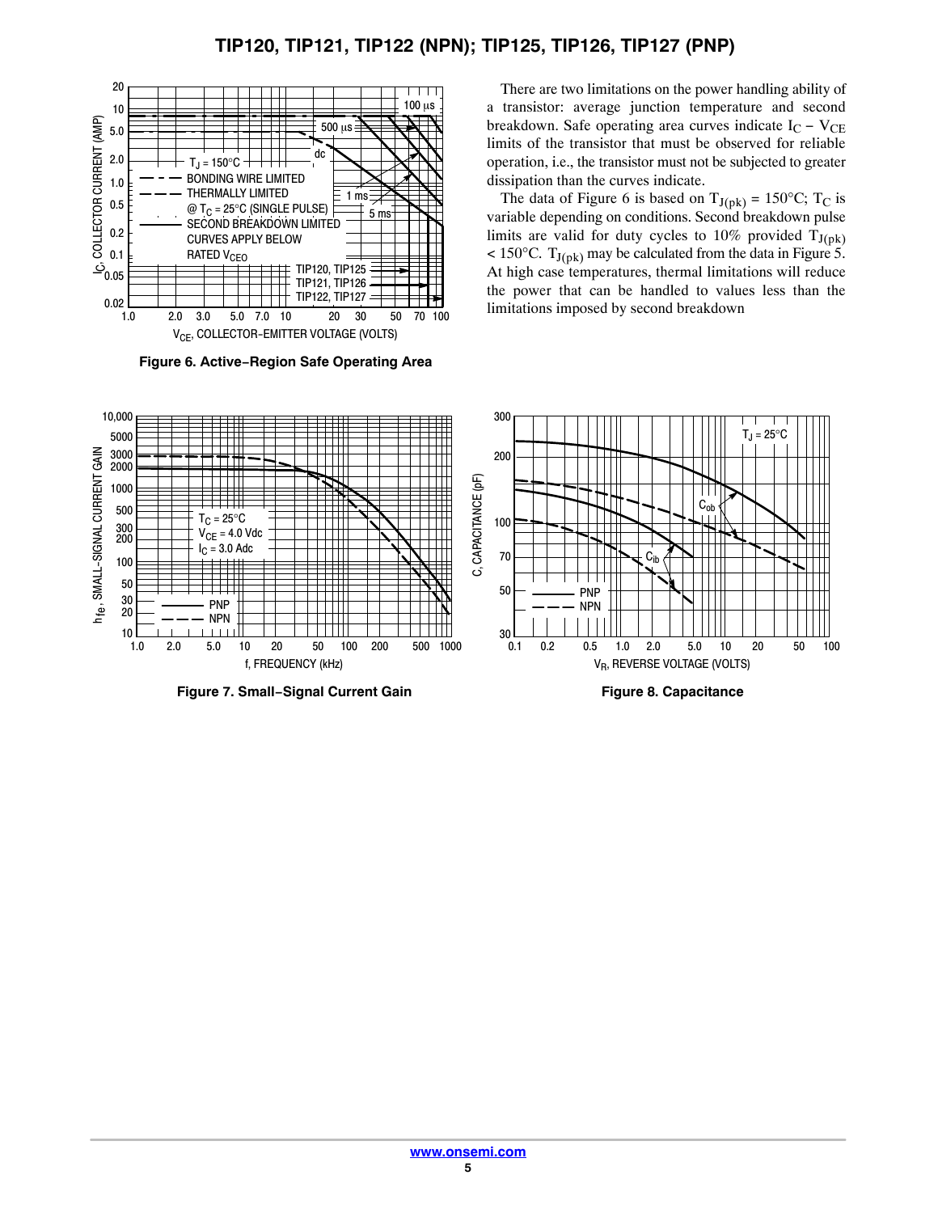Figure 6. Active−Region Safe Operating Area

There are two limitations on the power handling ability of a transistor: average junction temperature and second breakdown. Safe operating area curves indicate $I_C - V_{CE}$ limits of the transistor that must be observed for reliable operation, i.e., the transistor must not be subjected to greater dissipation than the curves indicate.

The data of Figure 6 is based on $T_{J(pk)} = 150°C$; $T_C$ is variable depending on conditions. Second breakdown pulse limits are valid for duty cycles to 10% provided $T_{J(pk)} < 150°C$. $T_{J(pk)}$ may be calculated from the data in Figure 5. At high case temperatures, thermal limitations will reduce the power that can be handled to values less than the limitations imposed by second breakdown

Figure 7. Small−Signal Current Gain

Figure 8. Capacitance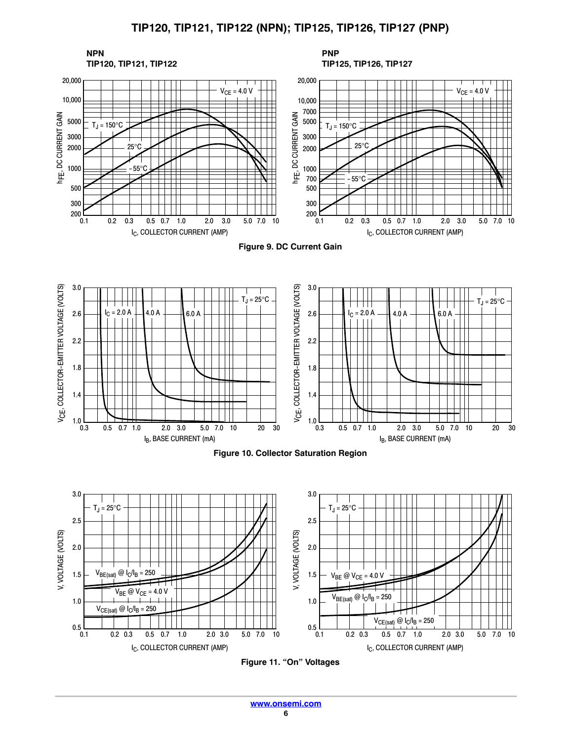**NPN**
**TIP120, TIP121, TIP122**

**PNP**
**TIP125, TIP126, TIP127**

**Figure 9. DC Current Gain**

**Figure 10. Collector Saturation Region**

**Figure 11. "On" Voltages**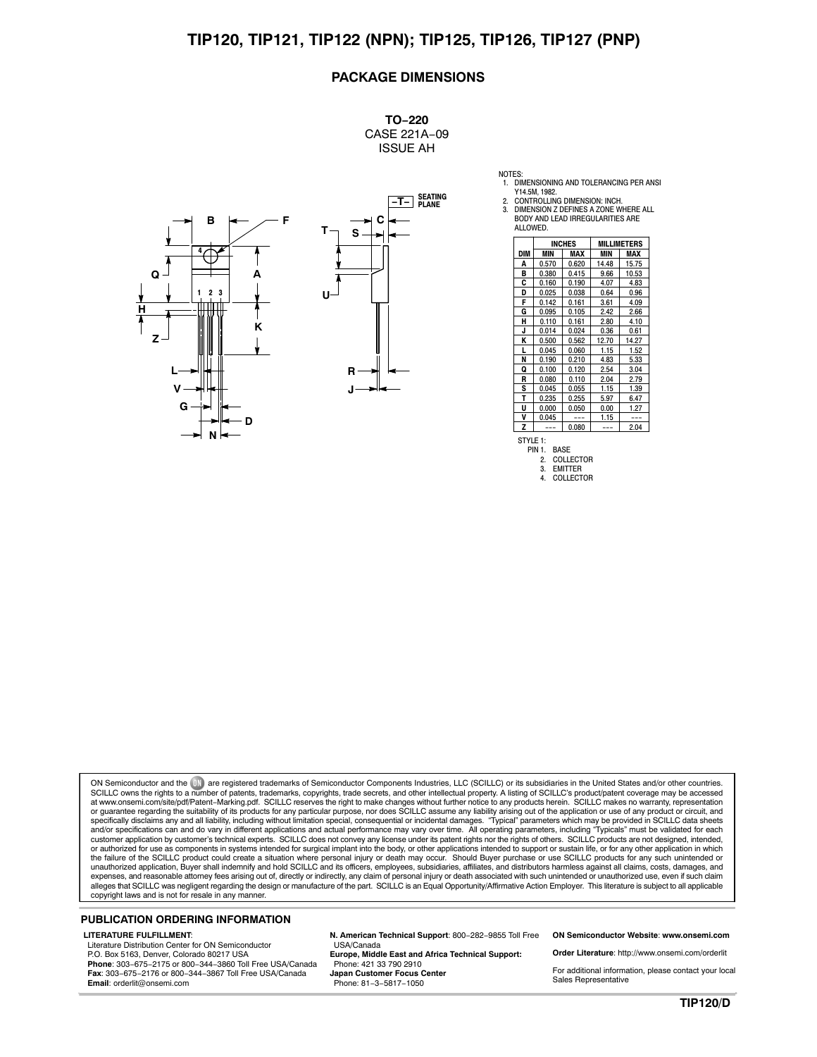## PACKAGE DIMENSIONS

**TO−220**
CASE 221A−09
ISSUE AH

NOTES:
1. DIMENSIONING AND TOLERANCING PER ANSI Y14.5M, 1982.
2. CONTROLLING DIMENSION: INCH.
3. DIMENSION Z DEFINES A ZONE WHERE ALL BODY AND LEAD IRREGULARITIES ARE ALLOWED.

| DIM | INCHES MIN | INCHES MAX | MILLIMETERS MIN | MILLIMETERS MAX |
|---|---|---|---|---|
| A | 0.570 | 0.620 | 14.48 | 15.75 |
| B | 0.380 | 0.415 | 9.66 | 10.53 |
| C | 0.160 | 0.190 | 4.07 | 4.83 |
| D | 0.025 | 0.038 | 0.64 | 0.96 |
| F | 0.142 | 0.161 | 3.61 | 4.09 |
| G | 0.095 | 0.105 | 2.42 | 2.66 |
| H | 0.110 | 0.161 | 2.80 | 4.10 |
| J | 0.014 | 0.024 | 0.36 | 0.61 |
| K | 0.500 | 0.562 | 12.70 | 14.27 |
| L | 0.045 | 0.060 | 1.15 | 1.52 |
| N | 0.190 | 0.210 | 4.83 | 5.33 |
| Q | 0.100 | 0.120 | 2.54 | 3.04 |
| R | 0.080 | 0.110 | 2.04 | 2.79 |
| S | 0.045 | 0.055 | 1.15 | 1.39 |
| T | 0.235 | 0.255 | 5.97 | 6.47 |
| U | 0.000 | 0.050 | 0.00 | 1.27 |
| V | 0.045 | --- | 1.15 | --- |
| Z | --- | 0.080 | --- | 2.04 |

STYLE 1:
PIN 1. BASE
2. COLLECTOR
3. EMITTER
4. COLLECTOR

ON Semiconductor and the ON logo are registered trademarks of Semiconductor Components Industries, LLC (SCILLC) or its subsidiaries in the United States and/or other countries. SCILLC owns the rights to a number of patents, trademarks, copyrights, trade secrets, and other intellectual property. A listing of SCILLC's product/patent coverage may be accessed at www.onsemi.com/site/pdf/Patent−Marking.pdf. SCILLC reserves the right to make changes without further notice to any products herein. SCILLC makes no warranty, representation or guarantee regarding the suitability of its products for any particular purpose, nor does SCILLC assume any liability arising out of the application or use of any product or circuit, and specifically disclaims any and all liability, including without limitation special, consequential or incidental damages. "Typical" parameters which may be provided in SCILLC data sheets and/or specifications can and do vary in different applications and actual performance may vary over time. All operating parameters, including "Typicals" must be validated for each customer application by customer's technical experts. SCILLC does not convey any license under its patent rights nor the rights of others. SCILLC products are not designed, intended, or authorized for use as components in systems intended for surgical implant into the body, or other applications intended to support or sustain life, or for any other application in which the failure of the SCILLC product could create a situation where personal injury or death may occur. Should Buyer purchase or use SCILLC products for any such unintended or unauthorized application, Buyer shall indemnify and hold SCILLC and its officers, employees, subsidiaries, affiliates, and distributors harmless against all claims, costs, damages, and expenses, and reasonable attorney fees arising out of, directly or indirectly, any claim of personal injury or death associated with such unintended or unauthorized use, even if such claim alleges that SCILLC was negligent regarding the design or manufacture of the part. SCILLC is an Equal Opportunity/Affirmative Action Employer. This literature is subject to all applicable copyright laws and is not for resale in any manner.

### PUBLICATION ORDERING INFORMATION

**LITERATURE FULFILLMENT**:
Literature Distribution Center for ON Semiconductor
P.O. Box 5163, Denver, Colorado 80217 USA
**Phone**: 303−675−2175 or 800−344−3860 Toll Free USA/Canada
**Fax**: 303−675−2176 or 800−344−3867 Toll Free USA/Canada
**Email**: orderlit@onsemi.com

**N. American Technical Support**: 800−282−9855 Toll Free USA/Canada
**Europe, Middle East and Africa Technical Support:**
Phone: 421 33 790 2910
**Japan Customer Focus Center**
Phone: 81−3−5817−1050

**ON Semiconductor Website**: **www.onsemi.com**

**Order Literature**: http://www.onsemi.com/orderlit

For additional information, please contact your local Sales Representative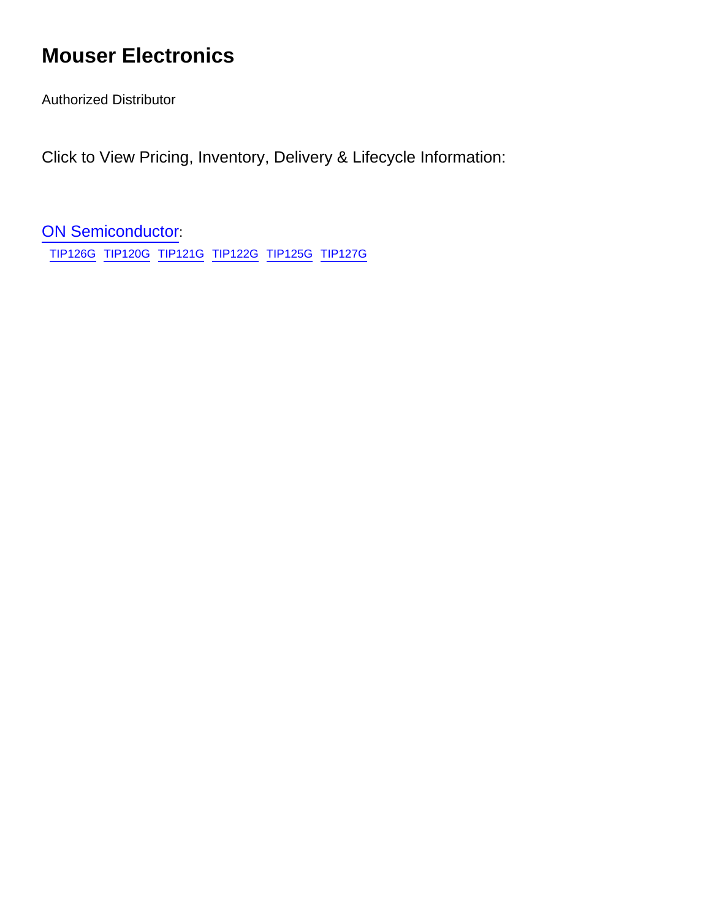# Mouser Electronics

Authorized Distributor

Click to View Pricing, Inventory, Delivery & Lifecycle Information:

ON Semiconductor:

TIP126G TIP120G TIP121G TIP122G TIP125G TIP127G